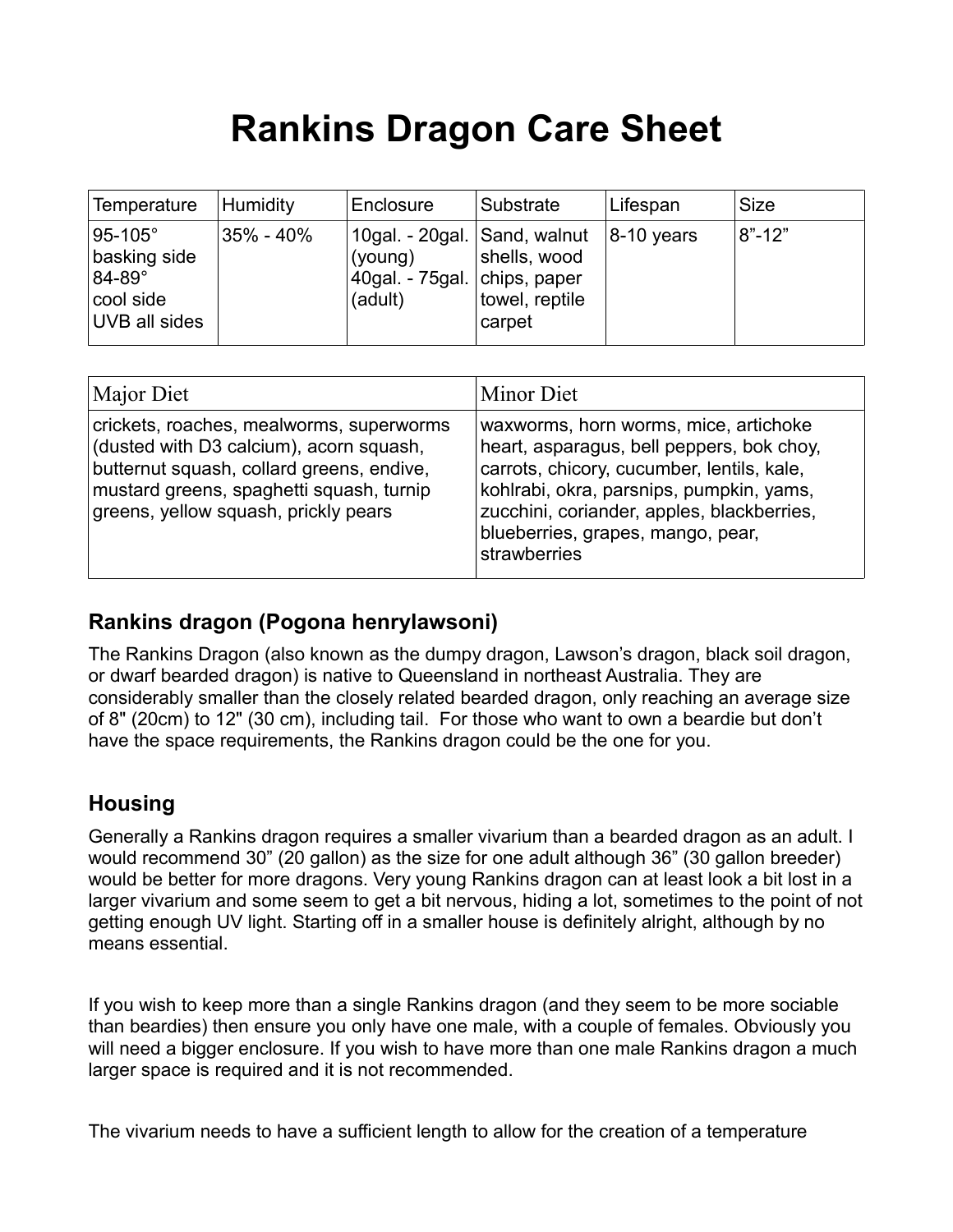# Rankins Dragon Care Sheet

| Temperature | Humidity | Enclosure | Substrate | Lifespan | Size |
|---|---|---|---|---|---|
| 95-105° basking side 84-89° cool side UVB all sides | 35% - 40% | 10gal. - 20gal. (young) 40gal. - 75gal. (adult) | Sand, walnut shells, wood chips, paper towel, reptile carpet | 8-10 years | 8"-12" |

| Major Diet | Minor Diet |
|---|---|
| crickets, roaches, mealworms, superworms (dusted with D3 calcium), acorn squash, butternut squash, collard greens, endive, mustard greens, spaghetti squash, turnip greens, yellow squash, prickly pears | waxworms, horn worms, mice, artichoke heart, asparagus, bell peppers, bok choy, carrots, chicory, cucumber, lentils, kale, kohlrabi, okra, parsnips, pumpkin, yams, zucchini, coriander, apples, blackberries, blueberries, grapes, mango, pear, strawberries |

## Rankins dragon (Pogona henrylawsoni)

The Rankins Dragon (also known as the dumpy dragon, Lawson's dragon, black soil dragon, or dwarf bearded dragon) is native to Queensland in northeast Australia. They are considerably smaller than the closely related bearded dragon, only reaching an average size of 8" (20cm) to 12" (30 cm), including tail. For those who want to own a beardie but don't have the space requirements, the Rankins dragon could be the one for you.

## Housing

Generally a Rankins dragon requires a smaller vivarium than a bearded dragon as an adult. I would recommend 30" (20 gallon) as the size for one adult although 36" (30 gallon breeder) would be better for more dragons. Very young Rankins dragon can at least look a bit lost in a larger vivarium and some seem to get a bit nervous, hiding a lot, sometimes to the point of not getting enough UV light. Starting off in a smaller house is definitely alright, although by no means essential.

If you wish to keep more than a single Rankins dragon (and they seem to be more sociable than beardies) then ensure you only have one male, with a couple of females. Obviously you will need a bigger enclosure. If you wish to have more than one male Rankins dragon a much larger space is required and it is not recommended.

The vivarium needs to have a sufficient length to allow for the creation of a temperature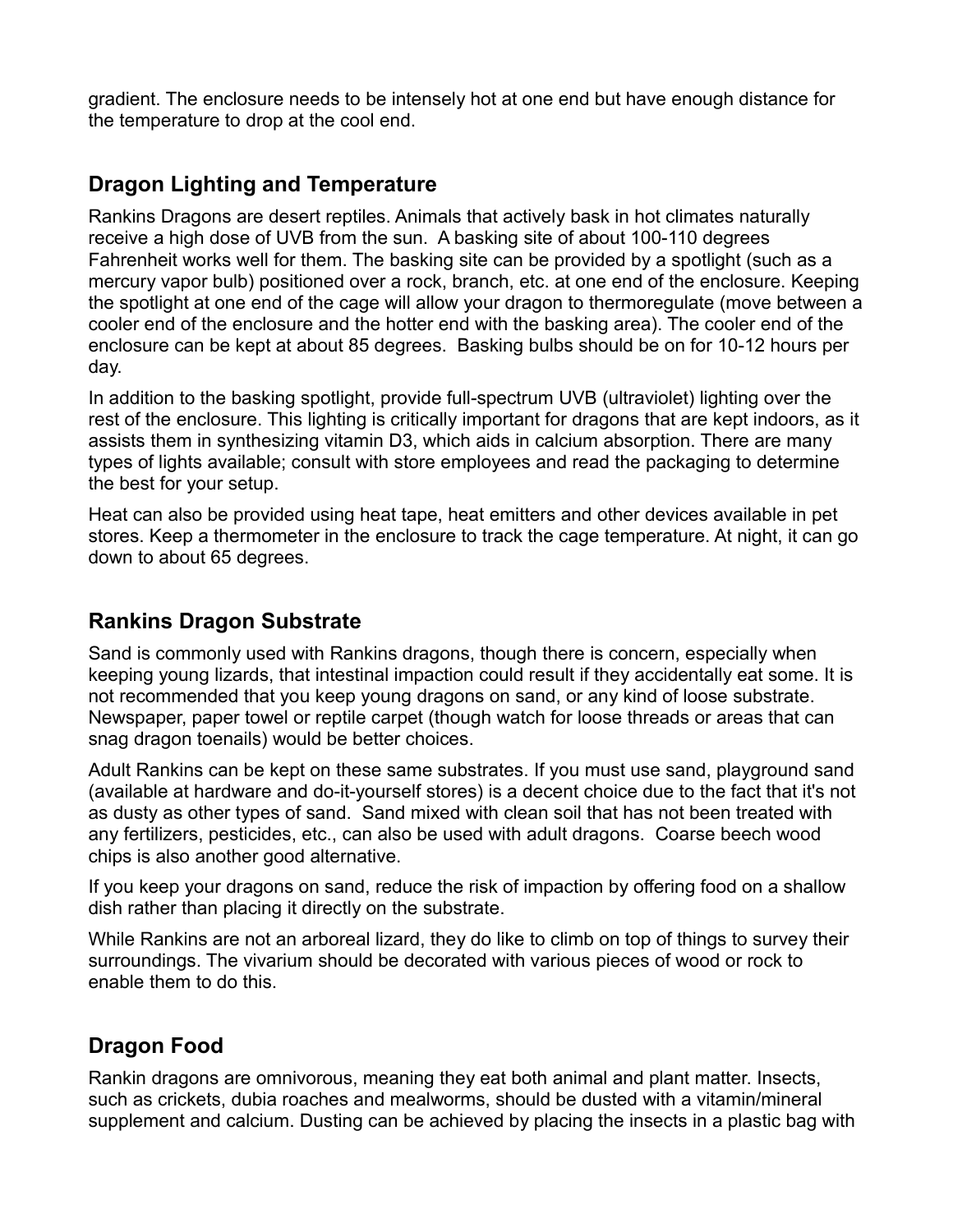gradient. The enclosure needs to be intensely hot at one end but have enough distance for the temperature to drop at the cool end.

## Dragon Lighting and Temperature

Rankins Dragons are desert reptiles. Animals that actively bask in hot climates naturally receive a high dose of UVB from the sun. A basking site of about 100-110 degrees Fahrenheit works well for them. The basking site can be provided by a spotlight (such as a mercury vapor bulb) positioned over a rock, branch, etc. at one end of the enclosure. Keeping the spotlight at one end of the cage will allow your dragon to thermoregulate (move between a cooler end of the enclosure and the hotter end with the basking area). The cooler end of the enclosure can be kept at about 85 degrees. Basking bulbs should be on for 10-12 hours per day.

In addition to the basking spotlight, provide full-spectrum UVB (ultraviolet) lighting over the rest of the enclosure. This lighting is critically important for dragons that are kept indoors, as it assists them in synthesizing vitamin D3, which aids in calcium absorption. There are many types of lights available; consult with store employees and read the packaging to determine the best for your setup.

Heat can also be provided using heat tape, heat emitters and other devices available in pet stores. Keep a thermometer in the enclosure to track the cage temperature. At night, it can go down to about 65 degrees.

## Rankins Dragon Substrate

Sand is commonly used with Rankins dragons, though there is concern, especially when keeping young lizards, that intestinal impaction could result if they accidentally eat some. It is not recommended that you keep young dragons on sand, or any kind of loose substrate. Newspaper, paper towel or reptile carpet (though watch for loose threads or areas that can snag dragon toenails) would be better choices.

Adult Rankins can be kept on these same substrates. If you must use sand, playground sand (available at hardware and do-it-yourself stores) is a decent choice due to the fact that it's not as dusty as other types of sand. Sand mixed with clean soil that has not been treated with any fertilizers, pesticides, etc., can also be used with adult dragons. Coarse beech wood chips is also another good alternative.

If you keep your dragons on sand, reduce the risk of impaction by offering food on a shallow dish rather than placing it directly on the substrate.

While Rankins are not an arboreal lizard, they do like to climb on top of things to survey their surroundings. The vivarium should be decorated with various pieces of wood or rock to enable them to do this.

## Dragon Food

Rankin dragons are omnivorous, meaning they eat both animal and plant matter. Insects, such as crickets, dubia roaches and mealworms, should be dusted with a vitamin/mineral supplement and calcium. Dusting can be achieved by placing the insects in a plastic bag with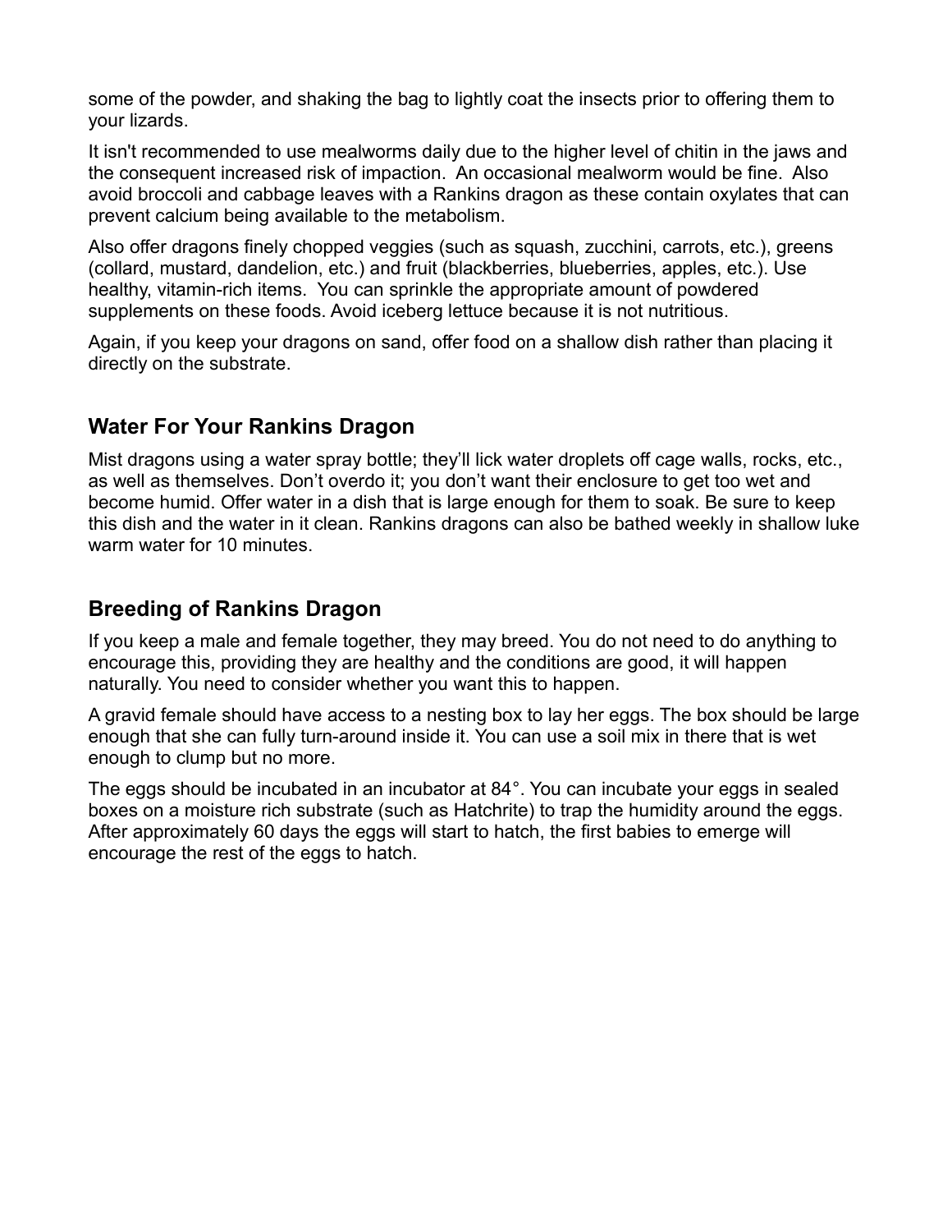some of the powder, and shaking the bag to lightly coat the insects prior to offering them to your lizards.

It isn't recommended to use mealworms daily due to the higher level of chitin in the jaws and the consequent increased risk of impaction.  An occasional mealworm would be fine.  Also avoid broccoli and cabbage leaves with a Rankins dragon as these contain oxylates that can prevent calcium being available to the metabolism.

Also offer dragons finely chopped veggies (such as squash, zucchini, carrots, etc.), greens (collard, mustard, dandelion, etc.) and fruit (blackberries, blueberries, apples, etc.). Use healthy, vitamin-rich items.  You can sprinkle the appropriate amount of powdered supplements on these foods. Avoid iceberg lettuce because it is not nutritious.

Again, if you keep your dragons on sand, offer food on a shallow dish rather than placing it directly on the substrate.

## Water For Your Rankins Dragon

Mist dragons using a water spray bottle; they'll lick water droplets off cage walls, rocks, etc., as well as themselves. Don't overdo it; you don't want their enclosure to get too wet and become humid. Offer water in a dish that is large enough for them to soak. Be sure to keep this dish and the water in it clean. Rankins dragons can also be bathed weekly in shallow luke warm water for 10 minutes.

## Breeding of Rankins Dragon

If you keep a male and female together, they may breed. You do not need to do anything to encourage this, providing they are healthy and the conditions are good, it will happen naturally. You need to consider whether you want this to happen.

A gravid female should have access to a nesting box to lay her eggs. The box should be large enough that she can fully turn-around inside it. You can use a soil mix in there that is wet enough to clump but no more.

The eggs should be incubated in an incubator at 84°. You can incubate your eggs in sealed boxes on a moisture rich substrate (such as Hatchrite) to trap the humidity around the eggs. After approximately 60 days the eggs will start to hatch, the first babies to emerge will encourage the rest of the eggs to hatch.